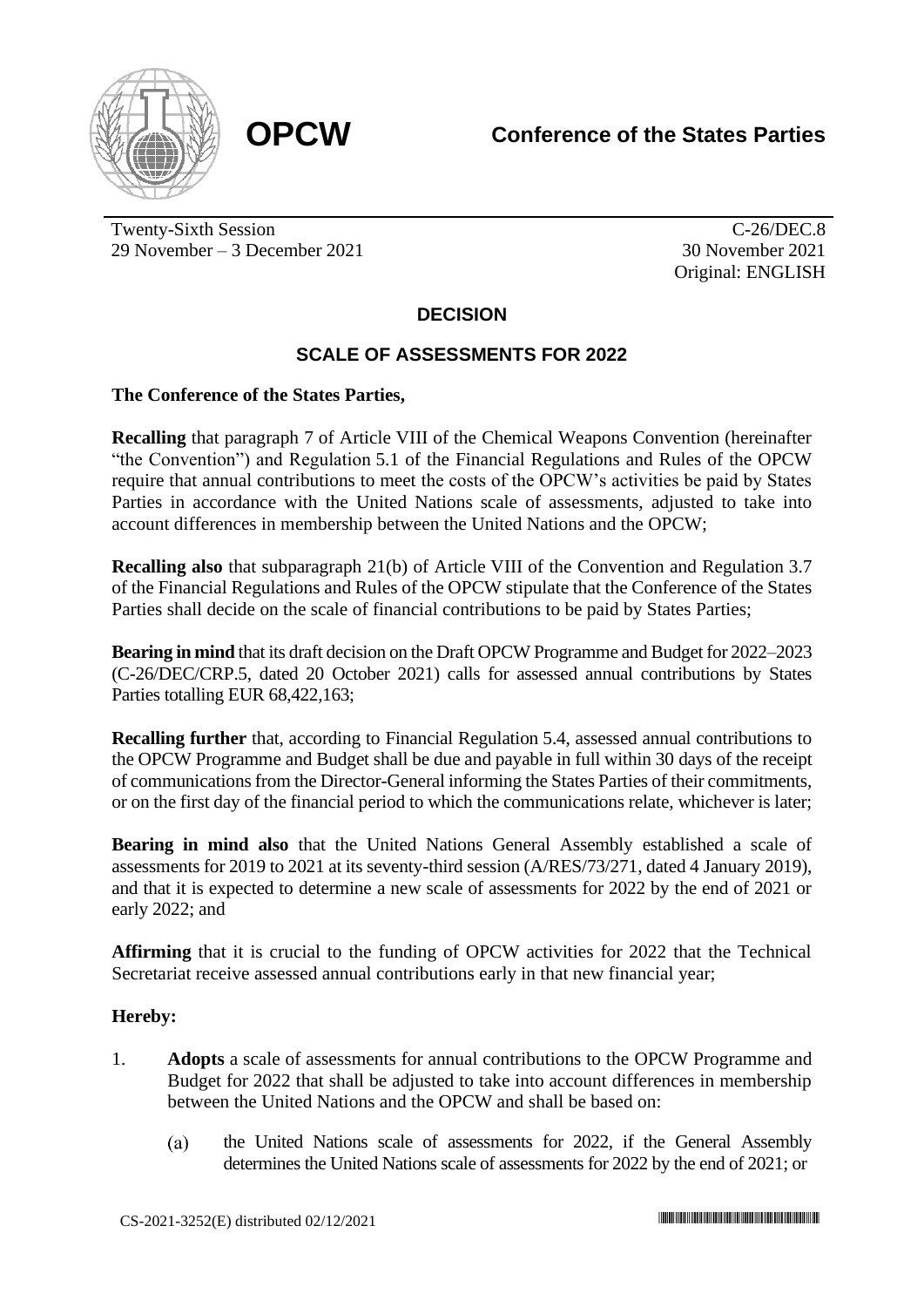**OPCW** **Conference of the States Parties**

Twenty-Sixth Session
29 November – 3 December 2021

C-26/DEC.8
30 November 2021
Original: ENGLISH

# DECISION

## SCALE OF ASSESSMENTS FOR 2022

**The Conference of the States Parties,**

**Recalling** that paragraph 7 of Article VIII of the Chemical Weapons Convention (hereinafter "the Convention") and Regulation 5.1 of the Financial Regulations and Rules of the OPCW require that annual contributions to meet the costs of the OPCW's activities be paid by States Parties in accordance with the United Nations scale of assessments, adjusted to take into account differences in membership between the United Nations and the OPCW;

**Recalling also** that subparagraph 21(b) of Article VIII of the Convention and Regulation 3.7 of the Financial Regulations and Rules of the OPCW stipulate that the Conference of the States Parties shall decide on the scale of financial contributions to be paid by States Parties;

**Bearing in mind** that its draft decision on the Draft OPCW Programme and Budget for 2022–2023 (C-26/DEC/CRP.5, dated 20 October 2021) calls for assessed annual contributions by States Parties totalling EUR 68,422,163;

**Recalling further** that, according to Financial Regulation 5.4, assessed annual contributions to the OPCW Programme and Budget shall be due and payable in full within 30 days of the receipt of communications from the Director-General informing the States Parties of their commitments, or on the first day of the financial period to which the communications relate, whichever is later;

**Bearing in mind also** that the United Nations General Assembly established a scale of assessments for 2019 to 2021 at its seventy-third session (A/RES/73/271, dated 4 January 2019), and that it is expected to determine a new scale of assessments for 2022 by the end of 2021 or early 2022; and

**Affirming** that it is crucial to the funding of OPCW activities for 2022 that the Technical Secretariat receive assessed annual contributions early in that new financial year;

**Hereby:**

1. **Adopts** a scale of assessments for annual contributions to the OPCW Programme and Budget for 2022 that shall be adjusted to take into account differences in membership between the United Nations and the OPCW and shall be based on:

   (a) the United Nations scale of assessments for 2022, if the General Assembly determines the United Nations scale of assessments for 2022 by the end of 2021; or

CS-2021-3252(E) distributed 02/12/2021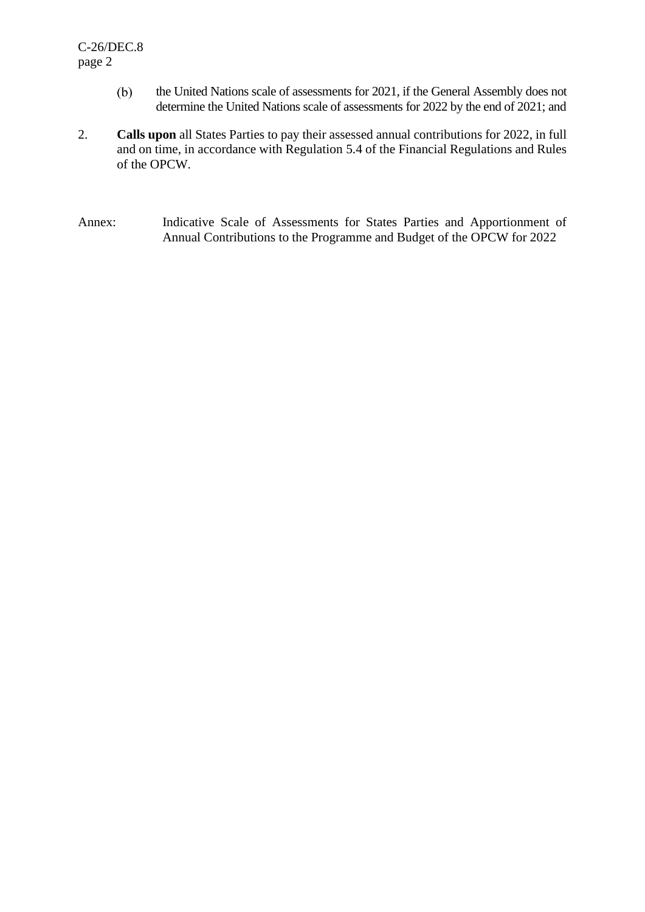(b) the United Nations scale of assessments for 2021, if the General Assembly does not determine the United Nations scale of assessments for 2022 by the end of 2021; and

2. **Calls upon** all States Parties to pay their assessed annual contributions for 2022, in full and on time, in accordance with Regulation 5.4 of the Financial Regulations and Rules of the OPCW.

Annex: Indicative Scale of Assessments for States Parties and Apportionment of Annual Contributions to the Programme and Budget of the OPCW for 2022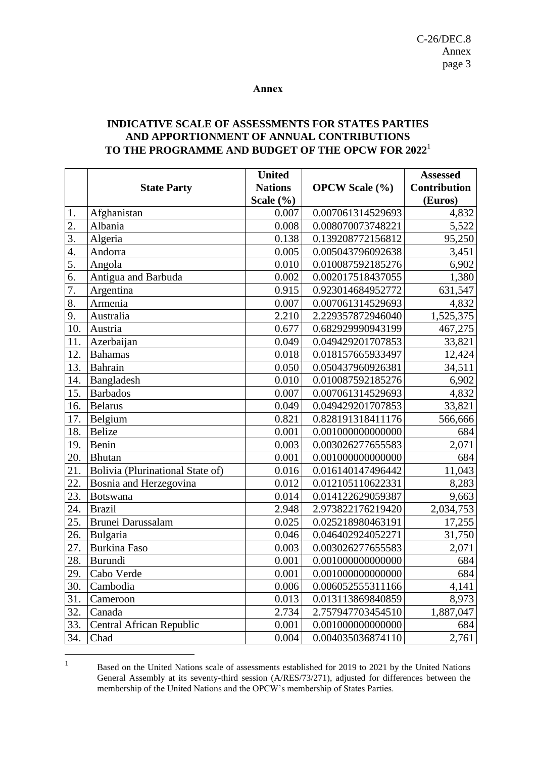**Annex**

**INDICATIVE SCALE OF ASSESSMENTS FOR STATES PARTIES AND APPORTIONMENT OF ANNUAL CONTRIBUTIONS TO THE PROGRAMME AND BUDGET OF THE OPCW FOR 2022**[1]

| | State Party | United Nations Scale (%) | OPCW Scale (%) | Assessed Contribution (Euros) |
|---|---|---|---|---|
| 1. | Afghanistan | 0.007 | 0.007061314529693 | 4,832 |
| 2. | Albania | 0.008 | 0.008070073748221 | 5,522 |
| 3. | Algeria | 0.138 | 0.139208772156812 | 95,250 |
| 4. | Andorra | 0.005 | 0.005043796092638 | 3,451 |
| 5. | Angola | 0.010 | 0.010087592185276 | 6,902 |
| 6. | Antigua and Barbuda | 0.002 | 0.002017518437055 | 1,380 |
| 7. | Argentina | 0.915 | 0.923014684952772 | 631,547 |
| 8. | Armenia | 0.007 | 0.007061314529693 | 4,832 |
| 9. | Australia | 2.210 | 2.229357872946040 | 1,525,375 |
| 10. | Austria | 0.677 | 0.682929990943199 | 467,275 |
| 11. | Azerbaijan | 0.049 | 0.049429201707853 | 33,821 |
| 12. | Bahamas | 0.018 | 0.018157665933497 | 12,424 |
| 13. | Bahrain | 0.050 | 0.050437960926381 | 34,511 |
| 14. | Bangladesh | 0.010 | 0.010087592185276 | 6,902 |
| 15. | Barbados | 0.007 | 0.007061314529693 | 4,832 |
| 16. | Belarus | 0.049 | 0.049429201707853 | 33,821 |
| 17. | Belgium | 0.821 | 0.828191318411176 | 566,666 |
| 18. | Belize | 0.001 | 0.001000000000000 | 684 |
| 19. | Benin | 0.003 | 0.003026277655583 | 2,071 |
| 20. | Bhutan | 0.001 | 0.001000000000000 | 684 |
| 21. | Bolivia (Plurinational State of) | 0.016 | 0.016140147496442 | 11,043 |
| 22. | Bosnia and Herzegovina | 0.012 | 0.012105110622331 | 8,283 |
| 23. | Botswana | 0.014 | 0.014122629059387 | 9,663 |
| 24. | Brazil | 2.948 | 2.973822176219420 | 2,034,753 |
| 25. | Brunei Darussalam | 0.025 | 0.025218980463191 | 17,255 |
| 26. | Bulgaria | 0.046 | 0.046402924052271 | 31,750 |
| 27. | Burkina Faso | 0.003 | 0.003026277655583 | 2,071 |
| 28. | Burundi | 0.001 | 0.001000000000000 | 684 |
| 29. | Cabo Verde | 0.001 | 0.001000000000000 | 684 |
| 30. | Cambodia | 0.006 | 0.006052555311166 | 4,141 |
| 31. | Cameroon | 0.013 | 0.013113869840859 | 8,973 |
| 32. | Canada | 2.734 | 2.757947703454510 | 1,887,047 |
| 33. | Central African Republic | 0.001 | 0.001000000000000 | 684 |
| 34. | Chad | 0.004 | 0.004035036874110 | 2,761 |

[1] Based on the United Nations scale of assessments established for 2019 to 2021 by the United Nations General Assembly at its seventy-third session (A/RES/73/271), adjusted for differences between the membership of the United Nations and the OPCW's membership of States Parties.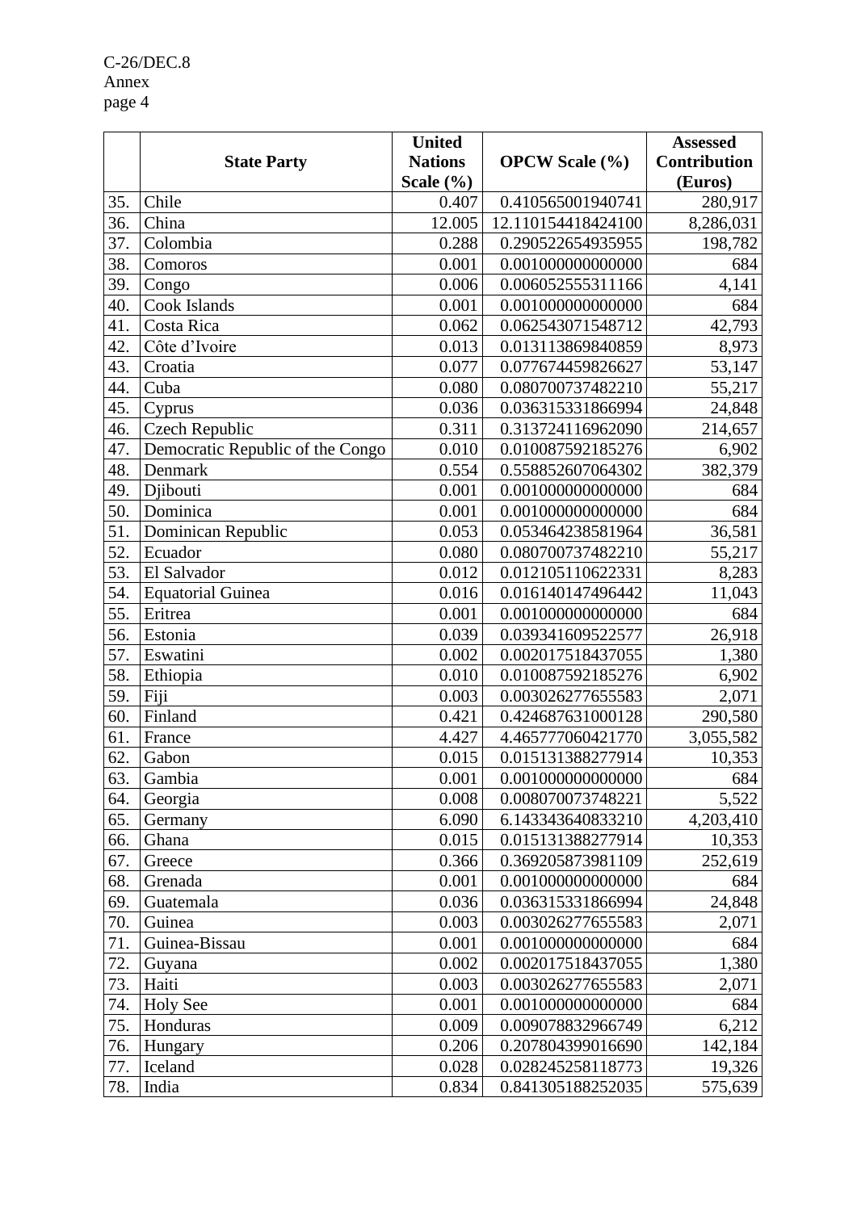| | State Party | United Nations Scale (%) | OPCW Scale (%) | Assessed Contribution (Euros) |
|---|---|---|---|---|
| 35. | Chile | 0.407 | 0.410565001940741 | 280,917 |
| 36. | China | 12.005 | 12.110154418424100 | 8,286,031 |
| 37. | Colombia | 0.288 | 0.290522654935955 | 198,782 |
| 38. | Comoros | 0.001 | 0.001000000000000 | 684 |
| 39. | Congo | 0.006 | 0.006052555311166 | 4,141 |
| 40. | Cook Islands | 0.001 | 0.001000000000000 | 684 |
| 41. | Costa Rica | 0.062 | 0.062543071548712 | 42,793 |
| 42. | Côte d'Ivoire | 0.013 | 0.013113869840859 | 8,973 |
| 43. | Croatia | 0.077 | 0.077674459826627 | 53,147 |
| 44. | Cuba | 0.080 | 0.080700737482210 | 55,217 |
| 45. | Cyprus | 0.036 | 0.036315331866994 | 24,848 |
| 46. | Czech Republic | 0.311 | 0.313724116962090 | 214,657 |
| 47. | Democratic Republic of the Congo | 0.010 | 0.010087592185276 | 6,902 |
| 48. | Denmark | 0.554 | 0.558852607064302 | 382,379 |
| 49. | Djibouti | 0.001 | 0.001000000000000 | 684 |
| 50. | Dominica | 0.001 | 0.001000000000000 | 684 |
| 51. | Dominican Republic | 0.053 | 0.053464238581964 | 36,581 |
| 52. | Ecuador | 0.080 | 0.080700737482210 | 55,217 |
| 53. | El Salvador | 0.012 | 0.012105110622331 | 8,283 |
| 54. | Equatorial Guinea | 0.016 | 0.016140147496442 | 11,043 |
| 55. | Eritrea | 0.001 | 0.001000000000000 | 684 |
| 56. | Estonia | 0.039 | 0.039341609522577 | 26,918 |
| 57. | Eswatini | 0.002 | 0.002017518437055 | 1,380 |
| 58. | Ethiopia | 0.010 | 0.010087592185276 | 6,902 |
| 59. | Fiji | 0.003 | 0.003026277655583 | 2,071 |
| 60. | Finland | 0.421 | 0.424687631000128 | 290,580 |
| 61. | France | 4.427 | 4.465777060421770 | 3,055,582 |
| 62. | Gabon | 0.015 | 0.015131388277914 | 10,353 |
| 63. | Gambia | 0.001 | 0.001000000000000 | 684 |
| 64. | Georgia | 0.008 | 0.008070073748221 | 5,522 |
| 65. | Germany | 6.090 | 6.143343640833210 | 4,203,410 |
| 66. | Ghana | 0.015 | 0.015131388277914 | 10,353 |
| 67. | Greece | 0.366 | 0.369205873981109 | 252,619 |
| 68. | Grenada | 0.001 | 0.001000000000000 | 684 |
| 69. | Guatemala | 0.036 | 0.036315331866994 | 24,848 |
| 70. | Guinea | 0.003 | 0.003026277655583 | 2,071 |
| 71. | Guinea-Bissau | 0.001 | 0.001000000000000 | 684 |
| 72. | Guyana | 0.002 | 0.002017518437055 | 1,380 |
| 73. | Haiti | 0.003 | 0.003026277655583 | 2,071 |
| 74. | Holy See | 0.001 | 0.001000000000000 | 684 |
| 75. | Honduras | 0.009 | 0.009078832966749 | 6,212 |
| 76. | Hungary | 0.206 | 0.207804399016690 | 142,184 |
| 77. | Iceland | 0.028 | 0.028245258118773 | 19,326 |
| 78. | India | 0.834 | 0.841305188252035 | 575,639 |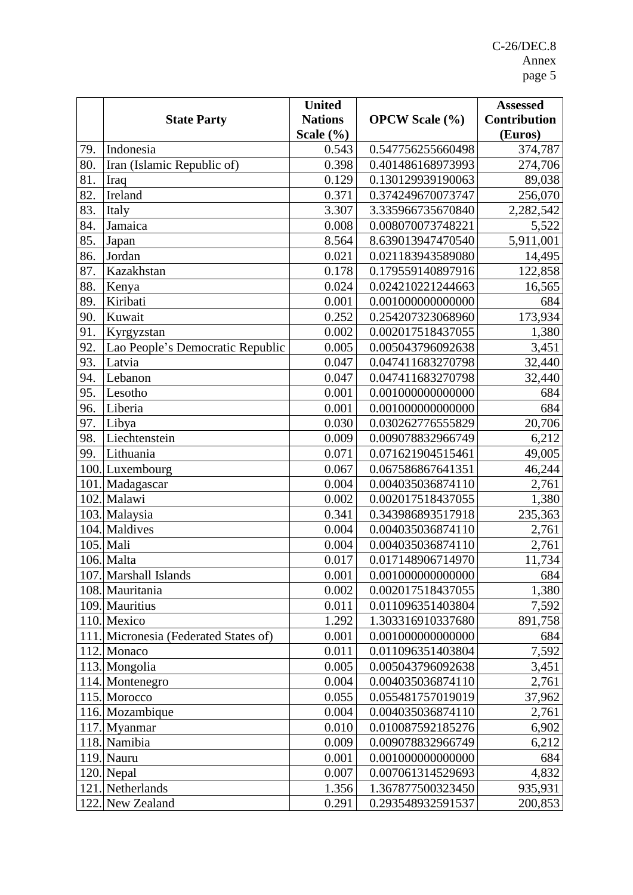| | State Party | United Nations Scale (%) | OPCW Scale (%) | Assessed Contribution (Euros) |
|---|---|---|---|---|
| 79. | Indonesia | 0.543 | 0.547756255660498 | 374,787 |
| 80. | Iran (Islamic Republic of) | 0.398 | 0.401486168973993 | 274,706 |
| 81. | Iraq | 0.129 | 0.130129939190063 | 89,038 |
| 82. | Ireland | 0.371 | 0.374249670073747 | 256,070 |
| 83. | Italy | 3.307 | 3.335966735670840 | 2,282,542 |
| 84. | Jamaica | 0.008 | 0.008070073748221 | 5,522 |
| 85. | Japan | 8.564 | 8.639013947470540 | 5,911,001 |
| 86. | Jordan | 0.021 | 0.021183943589080 | 14,495 |
| 87. | Kazakhstan | 0.178 | 0.179559140897916 | 122,858 |
| 88. | Kenya | 0.024 | 0.024210221244663 | 16,565 |
| 89. | Kiribati | 0.001 | 0.001000000000000 | 684 |
| 90. | Kuwait | 0.252 | 0.254207323068960 | 173,934 |
| 91. | Kyrgyzstan | 0.002 | 0.002017518437055 | 1,380 |
| 92. | Lao People's Democratic Republic | 0.005 | 0.005043796092638 | 3,451 |
| 93. | Latvia | 0.047 | 0.047411683270798 | 32,440 |
| 94. | Lebanon | 0.047 | 0.047411683270798 | 32,440 |
| 95. | Lesotho | 0.001 | 0.001000000000000 | 684 |
| 96. | Liberia | 0.001 | 0.001000000000000 | 684 |
| 97. | Libya | 0.030 | 0.030262776555829 | 20,706 |
| 98. | Liechtenstein | 0.009 | 0.009078832966749 | 6,212 |
| 99. | Lithuania | 0.071 | 0.071621904515461 | 49,005 |
| 100. | Luxembourg | 0.067 | 0.067586867641351 | 46,244 |
| 101. | Madagascar | 0.004 | 0.004035036874110 | 2,761 |
| 102. | Malawi | 0.002 | 0.002017518437055 | 1,380 |
| 103. | Malaysia | 0.341 | 0.343986893517918 | 235,363 |
| 104. | Maldives | 0.004 | 0.004035036874110 | 2,761 |
| 105. | Mali | 0.004 | 0.004035036874110 | 2,761 |
| 106. | Malta | 0.017 | 0.017148906714970 | 11,734 |
| 107. | Marshall Islands | 0.001 | 0.001000000000000 | 684 |
| 108. | Mauritania | 0.002 | 0.002017518437055 | 1,380 |
| 109. | Mauritius | 0.011 | 0.011096351403804 | 7,592 |
| 110. | Mexico | 1.292 | 1.303316910337680 | 891,758 |
| 111. | Micronesia (Federated States of) | 0.001 | 0.001000000000000 | 684 |
| 112. | Monaco | 0.011 | 0.011096351403804 | 7,592 |
| 113. | Mongolia | 0.005 | 0.005043796092638 | 3,451 |
| 114. | Montenegro | 0.004 | 0.004035036874110 | 2,761 |
| 115. | Morocco | 0.055 | 0.055481757019019 | 37,962 |
| 116. | Mozambique | 0.004 | 0.004035036874110 | 2,761 |
| 117. | Myanmar | 0.010 | 0.010087592185276 | 6,902 |
| 118. | Namibia | 0.009 | 0.009078832966749 | 6,212 |
| 119. | Nauru | 0.001 | 0.001000000000000 | 684 |
| 120. | Nepal | 0.007 | 0.007061314529693 | 4,832 |
| 121. | Netherlands | 1.356 | 1.367877500323450 | 935,931 |
| 122. | New Zealand | 0.291 | 0.293548932591537 | 200,853 |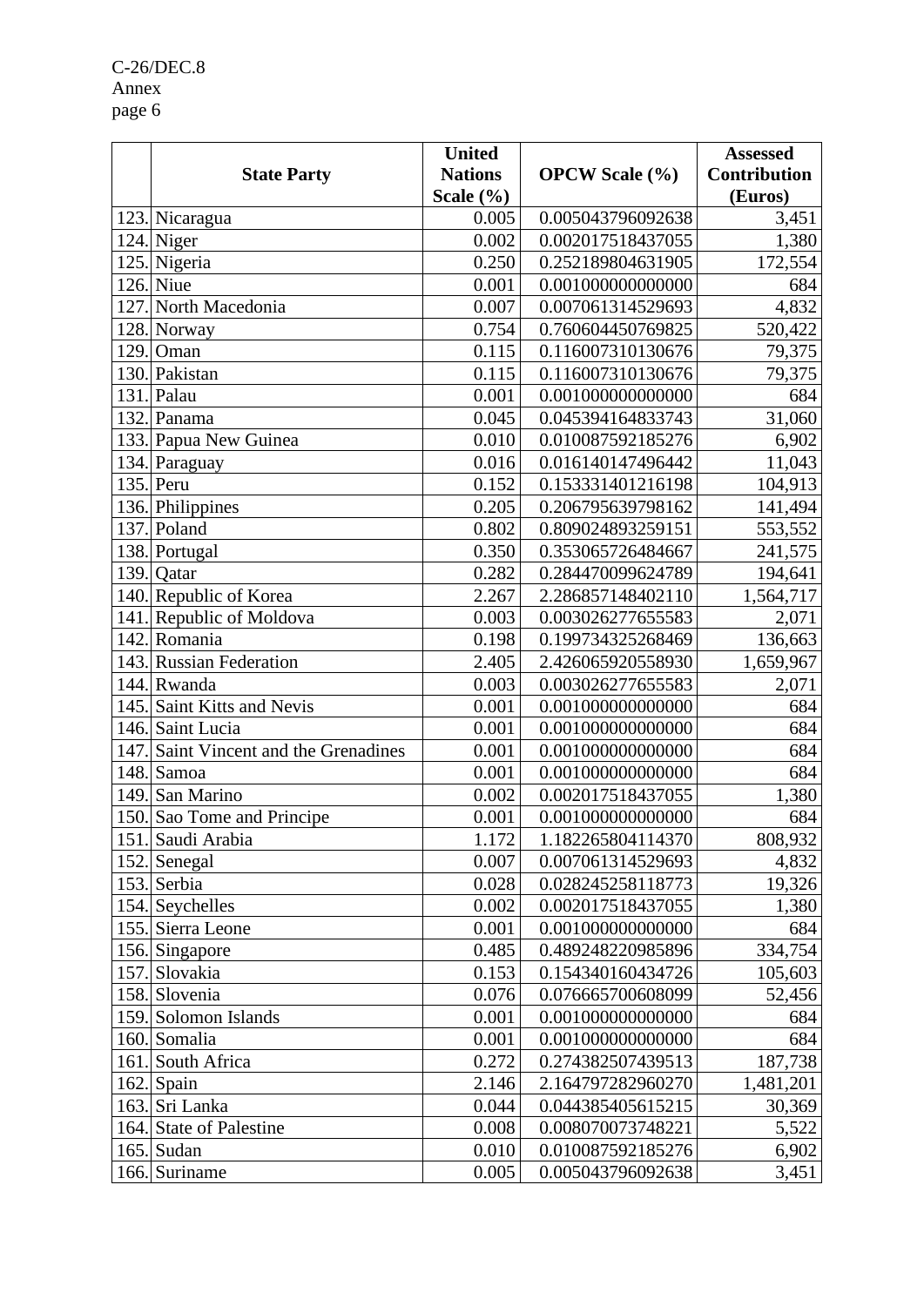|  | State Party | United Nations Scale (%) | OPCW Scale (%) | Assessed Contribution (Euros) |
|---|---|---|---|---|
| 123. | Nicaragua | 0.005 | 0.005043796092638 | 3,451 |
| 124. | Niger | 0.002 | 0.002017518437055 | 1,380 |
| 125. | Nigeria | 0.250 | 0.252189804631905 | 172,554 |
| 126. | Niue | 0.001 | 0.001000000000000 | 684 |
| 127. | North Macedonia | 0.007 | 0.007061314529693 | 4,832 |
| 128. | Norway | 0.754 | 0.760604450769825 | 520,422 |
| 129. | Oman | 0.115 | 0.116007310130676 | 79,375 |
| 130. | Pakistan | 0.115 | 0.116007310130676 | 79,375 |
| 131. | Palau | 0.001 | 0.001000000000000 | 684 |
| 132. | Panama | 0.045 | 0.045394164833743 | 31,060 |
| 133. | Papua New Guinea | 0.010 | 0.010087592185276 | 6,902 |
| 134. | Paraguay | 0.016 | 0.016140147496442 | 11,043 |
| 135. | Peru | 0.152 | 0.153331401216198 | 104,913 |
| 136. | Philippines | 0.205 | 0.206795639798162 | 141,494 |
| 137. | Poland | 0.802 | 0.809024893259151 | 553,552 |
| 138. | Portugal | 0.350 | 0.353065726484667 | 241,575 |
| 139. | Qatar | 0.282 | 0.284470099624789 | 194,641 |
| 140. | Republic of Korea | 2.267 | 2.286857148402110 | 1,564,717 |
| 141. | Republic of Moldova | 0.003 | 0.003026277655583 | 2,071 |
| 142. | Romania | 0.198 | 0.199734325268469 | 136,663 |
| 143. | Russian Federation | 2.405 | 2.426065920558930 | 1,659,967 |
| 144. | Rwanda | 0.003 | 0.003026277655583 | 2,071 |
| 145. | Saint Kitts and Nevis | 0.001 | 0.001000000000000 | 684 |
| 146. | Saint Lucia | 0.001 | 0.001000000000000 | 684 |
| 147. | Saint Vincent and the Grenadines | 0.001 | 0.001000000000000 | 684 |
| 148. | Samoa | 0.001 | 0.001000000000000 | 684 |
| 149. | San Marino | 0.002 | 0.002017518437055 | 1,380 |
| 150. | Sao Tome and Principe | 0.001 | 0.001000000000000 | 684 |
| 151. | Saudi Arabia | 1.172 | 1.182265804114370 | 808,932 |
| 152. | Senegal | 0.007 | 0.007061314529693 | 4,832 |
| 153. | Serbia | 0.028 | 0.028245258118773 | 19,326 |
| 154. | Seychelles | 0.002 | 0.002017518437055 | 1,380 |
| 155. | Sierra Leone | 0.001 | 0.001000000000000 | 684 |
| 156. | Singapore | 0.485 | 0.489248220985896 | 334,754 |
| 157. | Slovakia | 0.153 | 0.154340160434726 | 105,603 |
| 158. | Slovenia | 0.076 | 0.076665700608099 | 52,456 |
| 159. | Solomon Islands | 0.001 | 0.001000000000000 | 684 |
| 160. | Somalia | 0.001 | 0.001000000000000 | 684 |
| 161. | South Africa | 0.272 | 0.274382507439513 | 187,738 |
| 162. | Spain | 2.146 | 2.164797282960270 | 1,481,201 |
| 163. | Sri Lanka | 0.044 | 0.044385405615215 | 30,369 |
| 164. | State of Palestine | 0.008 | 0.008070073748221 | 5,522 |
| 165. | Sudan | 0.010 | 0.010087592185276 | 6,902 |
| 166. | Suriname | 0.005 | 0.005043796092638 | 3,451 |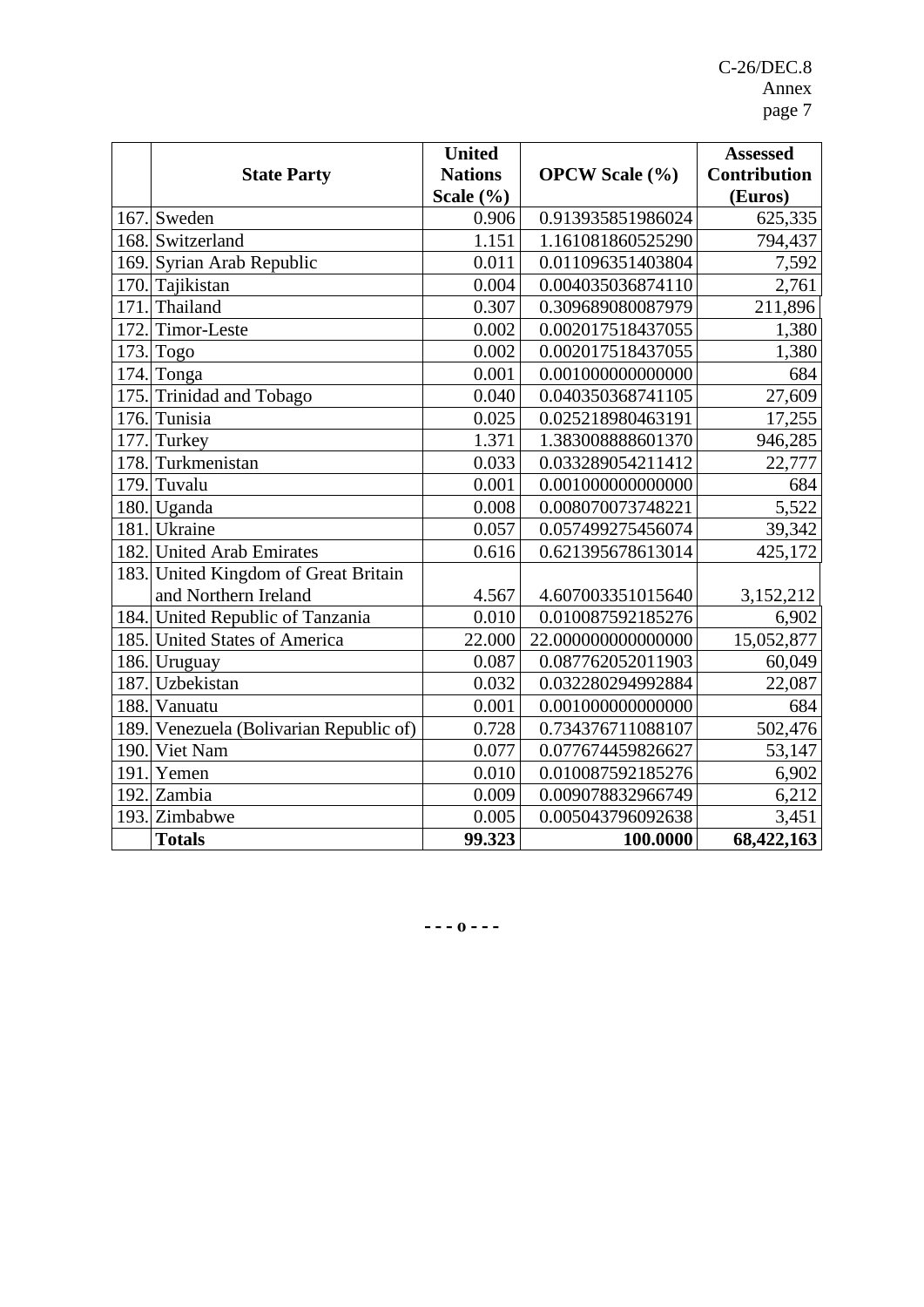| | State Party | United Nations Scale (%) | OPCW Scale (%) | Assessed Contribution (Euros) |
|---|---|---|---|---|
| 167. | Sweden | 0.906 | 0.913935851986024 | 625,335 |
| 168. | Switzerland | 1.151 | 1.161081860525290 | 794,437 |
| 169. | Syrian Arab Republic | 0.011 | 0.011096351403804 | 7,592 |
| 170. | Tajikistan | 0.004 | 0.004035036874110 | 2,761 |
| 171. | Thailand | 0.307 | 0.309689080087979 | 211,896 |
| 172. | Timor-Leste | 0.002 | 0.002017518437055 | 1,380 |
| 173. | Togo | 0.002 | 0.002017518437055 | 1,380 |
| 174. | Tonga | 0.001 | 0.001000000000000 | 684 |
| 175. | Trinidad and Tobago | 0.040 | 0.040350368741105 | 27,609 |
| 176. | Tunisia | 0.025 | 0.025218980463191 | 17,255 |
| 177. | Turkey | 1.371 | 1.383008888601370 | 946,285 |
| 178. | Turkmenistan | 0.033 | 0.033289054211412 | 22,777 |
| 179. | Tuvalu | 0.001 | 0.001000000000000 | 684 |
| 180. | Uganda | 0.008 | 0.008070073748221 | 5,522 |
| 181. | Ukraine | 0.057 | 0.057499275456074 | 39,342 |
| 182. | United Arab Emirates | 0.616 | 0.621395678613014 | 425,172 |
| 183. | United Kingdom of Great Britain and Northern Ireland | 4.567 | 4.607003351015640 | 3,152,212 |
| 184. | United Republic of Tanzania | 0.010 | 0.010087592185276 | 6,902 |
| 185. | United States of America | 22.000 | 22.000000000000000 | 15,052,877 |
| 186. | Uruguay | 0.087 | 0.087762052011903 | 60,049 |
| 187. | Uzbekistan | 0.032 | 0.032280294992884 | 22,087 |
| 188. | Vanuatu | 0.001 | 0.001000000000000 | 684 |
| 189. | Venezuela (Bolivarian Republic of) | 0.728 | 0.734376711088107 | 502,476 |
| 190. | Viet Nam | 0.077 | 0.077674459826627 | 53,147 |
| 191. | Yemen | 0.010 | 0.010087592185276 | 6,902 |
| 192. | Zambia | 0.009 | 0.009078832966749 | 6,212 |
| 193. | Zimbabwe | 0.005 | 0.005043796092638 | 3,451 |
| | **Totals** | **99.323** | **100.0000** | **68,422,163** |

- - - o - - -